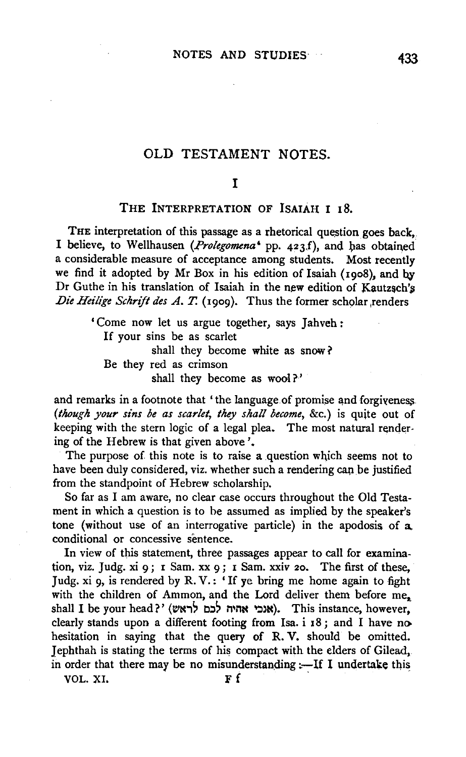## OLD TESTAMENT NOTES.

### I

### THE INTERPRETATION OF ISAIAH I 18.

THE interpretation of this passage as a rhetorical question goes back, I believe, to Wellhausen (*Prolegomena*[4] pp. 423 f), and has obtained a considerable measure of acceptance among students. Most recently we find it adopted by Mr Box in his edition of Isaiah (1908), and by Dr Guthe in his translation of Isaiah in the new edition of Kautzsch's *Die Heilige Schrift des A. T.* (1909). Thus the former scholar renders

> 'Come now let us argue together, says Jahveh:
> If your sins be as scarlet
> shall they become white as snow?
> Be they red as crimson
> shall they become as wool?'

and remarks in a footnote that 'the language of promise and forgiveness (*though your sins be as scarlet, they shall become*, &c.) is quite out of keeping with the stern logic of a legal plea. The most natural rendering of the Hebrew is that given above'.

The purpose of this note is to raise a question which seems not to have been duly considered, viz. whether such a rendering can be justified from the standpoint of Hebrew scholarship.

So far as I am aware, no clear case occurs throughout the Old Testament in which a question is to be assumed as implied by the speaker's tone (without use of an interrogative particle) in the apodosis of a conditional or concessive sentence.

In view of this statement, three passages appear to call for examination, viz. Judg. xi 9; 1 Sam. xx 9; 1 Sam. xxiv 20. The first of these, Judg. xi 9, is rendered by R. V.: 'If ye bring me home again to fight with the children of Ammon, and the Lord deliver them before me, shall I be your head?' (אנכי אהיה לכם לראש). This instance, however, clearly stands upon a different footing from Isa. i 18; and I have no hesitation in saying that the query of R. V. should be omitted. Jephthah is stating the terms of his compact with the elders of Gilead, in order that there may be no misunderstanding:—If I undertake this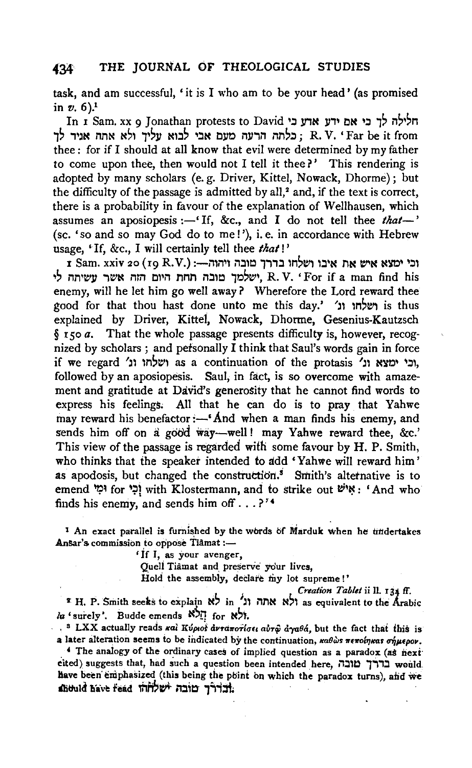task, and am successful, 'it is I who am to be your head' (as promised in *v.* 6).[1]

In 1 Sam. xx 9 Jonathan protests to David חלילה לך כי אם ידע ארע כי כלתה הרעה מעם אבי לבוא עליך ולא אתה אגיד לך ; R. V. 'Far be it from thee: for if I should at all know that evil were determined by my father to come upon thee, then would not I tell it thee?' This rendering is adopted by many scholars (e.g. Driver, Kittel, Nowack, Dhorme); but the difficulty of the passage is admitted by all,[2] and, if the text is correct, there is a probability in favour of the explanation of Wellhausen, which assumes an aposiopesis:—'If, &c., and I do not tell thee *that*—' (sc. 'so and so may God do to me!'), i.e. in accordance with Hebrew usage, 'If, &c., I will certainly tell thee *that*!'

1 Sam. xxiv 20 (19 R.V.):—וכי ימצא איש את איבו ושלחו בדרך טובה ויהוה ישלמך טובה תחת היום הזה אשר עשיתה לי, R. V. 'For if a man find his enemy, will he let him go well away? Wherefore the Lord reward thee good for that thou hast done unto me this day.' ושלחו וג׳ is thus explained by Driver, Kittel, Nowack, Dhorme, Gesenius-Kautzsch § 150 *a*. That the whole passage presents difficulty is, however, recognized by scholars; and personally I think that Saul's words gain in force if we regard ושלחו וג׳ as a continuation of the protasis וכי ימצא וג׳, followed by an aposiopesis. Saul, in fact, is so overcome with amazement and gratitude at David's generosity that he cannot find words to express his feelings. All that he can do is to pray that Yahwe may reward his benefactor:—'And when a man finds his enemy, and sends him off on a good way—well! may Yahwe reward thee, &c.' This view of the passage is regarded with some favour by H. P. Smith, who thinks that the speaker intended to add 'Yahwe will reward him' as apodosis, but changed the construction.[3] Smith's alternative is to emend וּמִי for וְכִי with Klostermann, and to strike out אִישׁ: 'And who finds his enemy, and sends him off . . .?'[4]

[1] An exact parallel is furnished by the words of Marduk when he undertakes Anšar's commission to oppose Tiâmat:—

> 'If I, as your avenger,
> Quell Tiâmat and preserve your lives,
> Hold the assembly, declare my lot supreme!'
>
> *Creation Tablet* ii ll. 134 ff.

[2] H. P. Smith seeks to explain לא in ולא אתה וג׳ as equivalent to the Arabic *la* 'surely'. Budde emends הֲלֹא for ולא.

[3] LXX actually reads καὶ Κύριος ἀνταποτίσει αὐτῷ ἀγαθά, but the fact that this is a later alteration seems to be indicated by the continuation, καθὼς πεποίηκας σήμερον.

[4] The analogy of the ordinary cases of implied question as a paradox (as next cited) suggests that, had such a question been intended here, בדרך טובה would have been emphasized (this being the point on which the paradox turns), and we should have read הֲבְדֶרֶךְ טובה ישלחהו.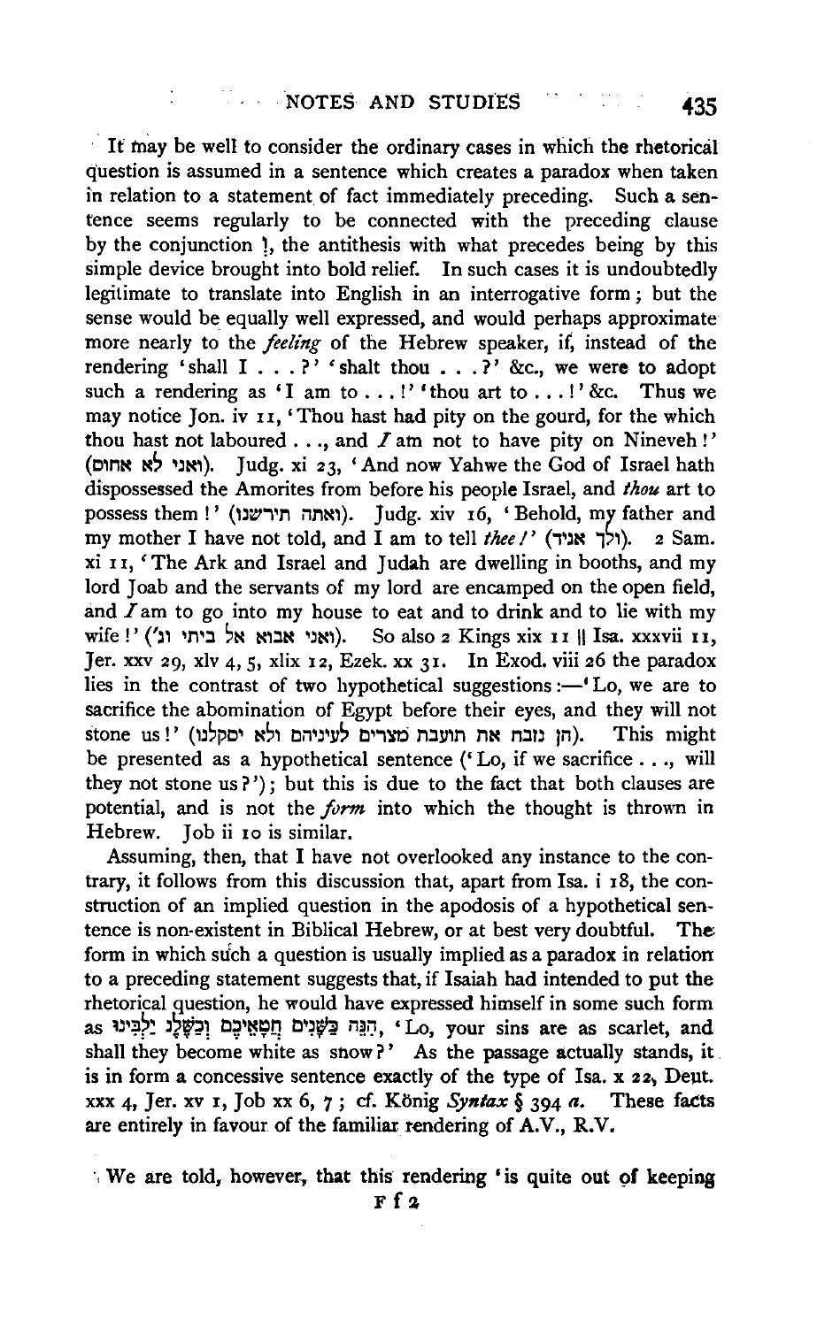It may be well to consider the ordinary cases in which the rhetorical question is assumed in a sentence which creates a paradox when taken in relation to a statement of fact immediately preceding. Such a sentence seems regularly to be connected with the preceding clause by the conjunction ו, the antithesis with what precedes being by this simple device brought into bold relief. In such cases it is undoubtedly legitimate to translate into English in an interrogative form; but the sense would be equally well expressed, and would perhaps approximate more nearly to the *feeling* of the Hebrew speaker, if, instead of the rendering 'shall I . . . ?' 'shalt thou . . . ?' &c., we were to adopt such a rendering as 'I am to . . . !' 'thou art to . . . !' &c. Thus we may notice Jon. iv 11, 'Thou hast had pity on the gourd, for the which thou hast not laboured . . ., and *I* am not to have pity on Nineveh!' (ואני לא אחוס). Judg. xi 23, 'And now Yahwe the God of Israel hath dispossessed the Amorites from before his people Israel, and *thou* art to possess them!' (ואתה תירשנו). Judg. xiv 16, 'Behold, my father and my mother I have not told, and I am to tell *thee*!' (ולך אגיד). 2 Sam. xi 11, 'The Ark and Israel and Judah are dwelling in booths, and my lord Joab and the servants of my lord are encamped on the open field, and *I* am to go into my house to eat and to drink and to lie with my wife!' (ואני אבוא אל ביתי וג'). So also 2 Kings xix 11 ‖ Isa. xxxvii 11, Jer. xxv 29, xlv 4, 5, xlix 12, Ezek. xx 31. In Exod. viii 26 the paradox lies in the contrast of two hypothetical suggestions:—'Lo, we are to sacrifice the abomination of Egypt before their eyes, and they will not stone us!' (הן נזבח את תועבת מצרים לעיניהם ולא יסקלנו). This might be presented as a hypothetical sentence ('Lo, if we sacrifice . . ., will they not stone us?'); but this is due to the fact that both clauses are potential, and is not the *form* into which the thought is thrown in Hebrew. Job ii 10 is similar.

Assuming, then, that I have not overlooked any instance to the contrary, it follows from this discussion that, apart from Isa. i 18, the construction of an implied question in the apodosis of a hypothetical sentence is non-existent in Biblical Hebrew, or at best very doubtful. The form in which such a question is usually implied as a paradox in relation to a preceding statement suggests that, if Isaiah had intended to put the rhetorical question, he would have expressed himself in some such form as הִנֵּה כַּשָּׁנִים חֲטָאֵיכֶם וְכַשֶּׁלֶג יַלְבִּינוּ, 'Lo, your sins are as scarlet, and shall they become white as snow?' As the passage actually stands, it is in form a concessive sentence exactly of the type of Isa. x 22, Deut. xxx 4, Jer. xv 1, Job xx 6, 7; cf. König *Syntax* § 394 *a*. These facts are entirely in favour of the familiar rendering of A.V., R.V.

We are told, however, that this rendering 'is quite out of keeping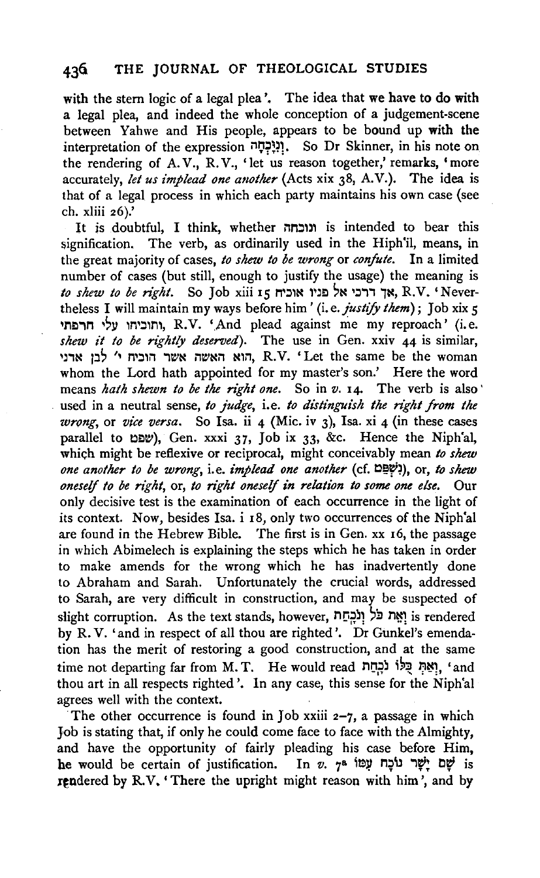with the stern logic of a legal plea'. The idea that we have to do with a legal plea, and indeed the whole conception of a judgement-scene between Yahwe and His people, appears to be bound up with the interpretation of the expression וְנִוָּכְחָה. So Dr Skinner, in his note on the rendering of A.V., R.V., 'let us reason together,' remarks, 'more accurately, *let us implead one another* (Acts xix 38, A.V.). The idea is that of a legal process in which each party maintains his own case (see ch. xliii 26).'

It is doubtful, I think, whether ונוכחה is intended to bear this signification. The verb, as ordinarily used in the Hiph'il, means, in the great majority of cases, *to shew to be wrong* or *confute*. In a limited number of cases (but still, enough to justify the usage) the meaning is *to shew to be right*. So Job xiii 15 אך דרכי אל פניו אוכיח, R.V. 'Nevertheless I will maintain my ways before him' (i.e. *justify them*); Job xix 5 ותוכיחו עלי חרפתי, R.V. 'And plead against me my reproach' (i.e. *shew it to be rightly deserved*). The use in Gen. xxiv 44 is similar, הוא האשה אשר הוכיח י׳ לבן ארני, R.V. 'Let the same be the woman whom the Lord hath appointed for my master's son.' Here the word means *hath shewn to be the right one*. So in *v.* 14. The verb is also used in a neutral sense, *to judge*, i.e. *to distinguish the right from the wrong*, or *vice versa*. So Isa. ii 4 (Mic. iv 3), Isa. xi 4 (in these cases parallel to שפט), Gen. xxxi 37, Job ix 33, &c. Hence the Niph'al, which might be reflexive or reciprocal, might conceivably mean *to shew one another to be wrong*, i.e. *implead one another* (cf. נִשְׁפַּט), or, *to shew oneself to be right*, or, *to right oneself in relation to some one else*. Our only decisive test is the examination of each occurrence in the light of its context. Now, besides Isa. i 18, only two occurrences of the Niph'al are found in the Hebrew Bible. The first is in Gen. xx 16, the passage in which Abimelech is explaining the steps which he has taken in order to make amends for the wrong which he has inadvertently done to Abraham and Sarah. Unfortunately the crucial words, addressed to Sarah, are very difficult in construction, and may be suspected of slight corruption. As the text stands, however, וְאֵת כֹּל וְנֹכָחַת is rendered by R.V. 'and in respect of all thou are righted'. Dr Gunkel's emendation has the merit of restoring a good construction, and at the same time not departing far from M.T. He would read וְאַתְּ כֻּלּוֹ נֹכַחַתְ, 'and thou art in all respects righted'. In any case, this sense for the Niph'al agrees well with the context.

The other occurrence is found in Job xxiii 2–7, a passage in which Job is stating that, if only he could come face to face with the Almighty, and have the opportunity of fairly pleading his case before Him, he would be certain of justification. In *v.* 7ᵃ שָׁם יָשָׁר נוֹכָח עִמּוֹ is rendered by R.V. 'There the upright might reason with him', and by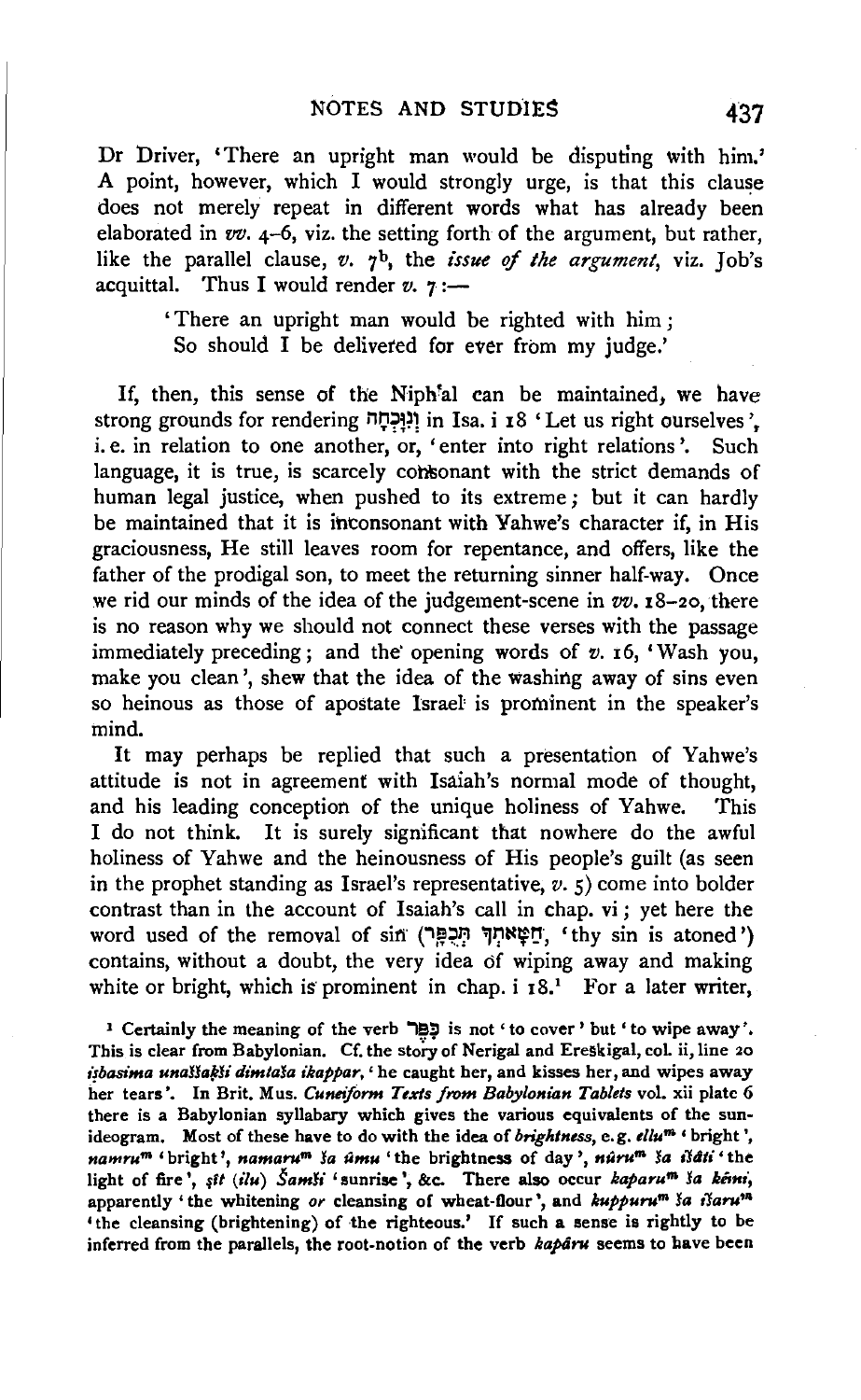Dr Driver, 'There an upright man would be disputing with him.' A point, however, which I would strongly urge, is that this clause does not merely repeat in different words what has already been elaborated in *vv.* 4–6, viz. the setting forth of the argument, but rather, like the parallel clause, *v.* 7[b], the *issue of the argument*, viz. Job's acquittal. Thus I would render *v.* 7:—

> 'There an upright man would be righted with him;
> So should I be delivered for ever from my judge.'

If, then, this sense of the Niph'al can be maintained, we have strong grounds for rendering וְנִוָּכְחָה in Isa. i 18 'Let us right ourselves', i.e. in relation to one another, or, 'enter into right relations'. Such language, it is true, is scarcely consonant with the strict demands of human legal justice, when pushed to its extreme; but it can hardly be maintained that it is inconsonant with Yahwe's character if, in His graciousness, He still leaves room for repentance, and offers, like the father of the prodigal son, to meet the returning sinner half-way. Once we rid our minds of the idea of the judgement-scene in *vv.* 18–20, there is no reason why we should not connect these verses with the passage immediately preceding; and the opening words of *v.* 16, 'Wash you, make you clean', shew that the idea of the washing away of sins even so heinous as those of apostate Israel is prominent in the speaker's mind.

It may perhaps be replied that such a presentation of Yahwe's attitude is not in agreement with Isaiah's normal mode of thought, and his leading conception of the unique holiness of Yahwe. This I do not think. It is surely significant that nowhere do the awful holiness of Yahwe and the heinousness of His people's guilt (as seen in the prophet standing as Israel's representative, *v.* 5) come into bolder contrast than in the account of Isaiah's call in chap. vi; yet here the word used of the removal of sin (חַטָּאתְךָ תְּכֻפָּר, 'thy sin is atoned') contains, without a doubt, the very idea of wiping away and making white or bright, which is prominent in chap. i 18.[1] For a later writer,

[1] Certainly the meaning of the verb כִּפֶּר is not 'to cover' but 'to wipe away'. This is clear from Babylonian. Cf. the story of Nerigal and Ereškigal, col. ii, line 20 *iṣbasima unaššakši dimtaša ikappar*, 'he caught her, and kisses her, and wipes away her tears'. In Brit. Mus. *Cuneiform Texts from Babylonian Tablets* vol. xii plate 6 there is a Babylonian syllabary which gives the various equivalents of the sun-ideogram. Most of these have to do with the idea of *brightness*, e.g. *ellu*[m] 'bright', *namru*[m] 'bright', *namaru*[m] *ša ûmu* 'the brightness of day', *nûru*[m] *ša išâti* 'the light of fire', *ṣît* (*ilu*) *Šamši* 'sunrise', &c. There also occur *kaparu*[m] *ša kêmi*, apparently 'the whitening *or* cleansing of wheat-flour', and *kuppuru*[m] *ša išaru*[m] 'the cleansing (brightening) of the righteous.' If such a sense is rightly to be inferred from the parallels, the root-notion of the verb *kapâru* seems to have been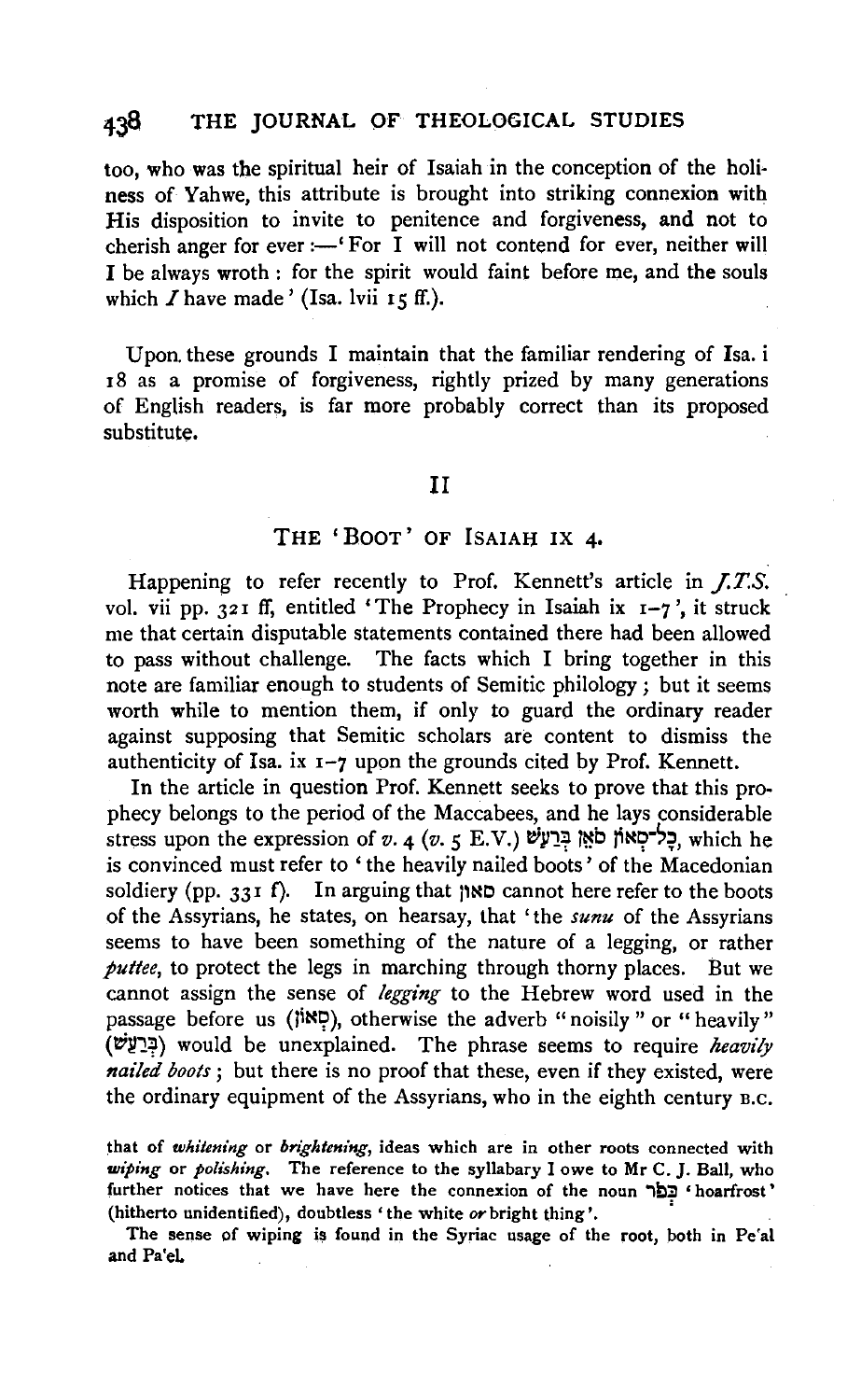too, who was the spiritual heir of Isaiah in the conception of the holiness of Yahwe, this attribute is brought into striking connexion with His disposition to invite to penitence and forgiveness, and not to cherish anger for ever:—'For I will not contend for ever, neither will I be always wroth: for the spirit would faint before me, and the souls which *I* have made' (Isa. lvii 15 ff.).

Upon these grounds I maintain that the familiar rendering of Isa. i 18 as a promise of forgiveness, rightly prized by many generations of English readers, is far more probably correct than its proposed substitute.

## II

### THE 'BOOT' OF ISAIAH IX 4.

Happening to refer recently to Prof. Kennett's article in *J.T.S.* vol. vii pp. 321 ff, entitled 'The Prophecy in Isaiah ix 1–7', it struck me that certain disputable statements contained there had been allowed to pass without challenge. The facts which I bring together in this note are familiar enough to students of Semitic philology; but it seems worth while to mention them, if only to guard the ordinary reader against supposing that Semitic scholars are content to dismiss the authenticity of Isa. ix 1–7 upon the grounds cited by Prof. Kennett.

In the article in question Prof. Kennett seeks to prove that this prophecy belongs to the period of the Maccabees, and he lays considerable stress upon the expression of *v.* 4 (*v.* 5 E.V.) כָּל־סְאוֹן סֹאֵן בְּרַעַשׁ, which he is convinced must refer to 'the heavily nailed boots' of the Macedonian soldiery (pp. 331 f). In arguing that סאון cannot here refer to the boots of the Assyrians, he states, on hearsay, that 'the *sunu* of the Assyrians seems to have been something of the nature of a legging, or rather *puttee*, to protect the legs in marching through thorny places. But we cannot assign the sense of *legging* to the Hebrew word used in the passage before us (סְאוֹן), otherwise the adverb "noisily" or "heavily" (בְּרַעַשׁ) would be unexplained. The phrase seems to require *heavily nailed boots*; but there is no proof that these, even if they existed, were the ordinary equipment of the Assyrians, who in the eighth century B.C.

that of *whitening* or *brightening*, ideas which are in other roots connected with *wiping* or *polishing*. The reference to the syllabary I owe to Mr C. J. Ball, who further notices that we have here the connexion of the noun כְּפֹר 'hoarfrost' (hitherto unidentified), doubtless 'the white *or* bright thing'.

The sense of wiping is found in the Syriac usage of the root, both in Pe'al and Pa'el.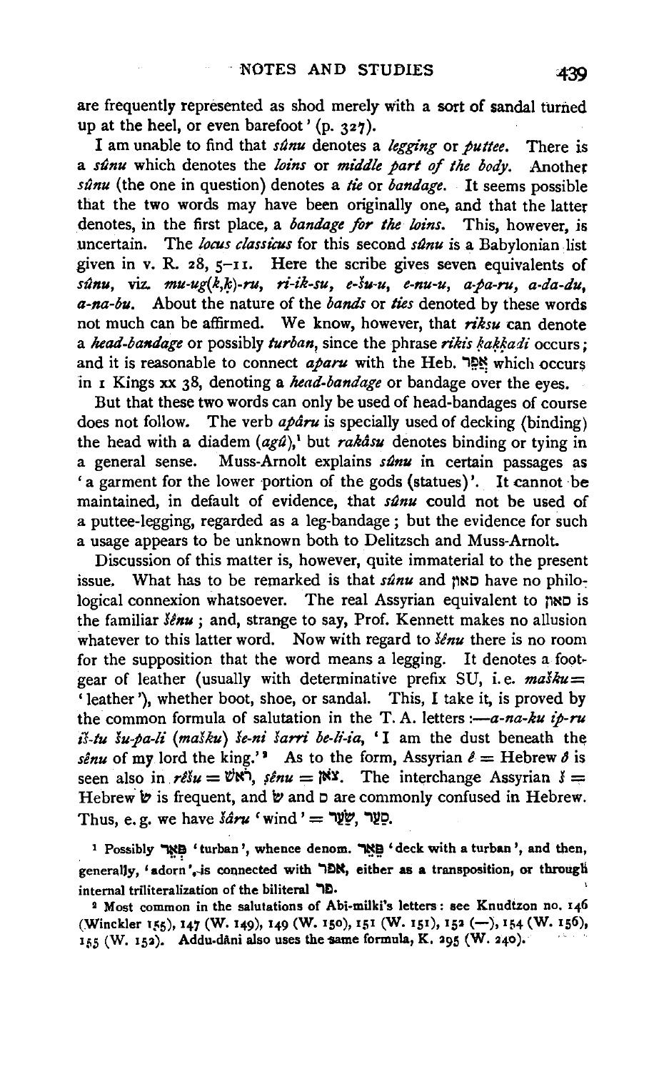are frequently represented as shod merely with a sort of sandal turned up at the heel, or even barefoot' (p. 327).

I am unable to find that *sûnu* denotes a *legging* or *puttee*. There is a *sûnu* which denotes the *loins* or *middle part of the body*. Another *sûnu* (the one in question) denotes a *tie* or *bandage*. It seems possible that the two words may have been originally one, and that the latter denotes, in the first place, a *bandage for the loins*. This, however, is uncertain. The *locus classicus* for this second *sûnu* is a Babylonian list given in v. R. 28, 5–11. Here the scribe gives seven equivalents of *sûnu*, viz. *mu-ug(k,ḳ)-ru*, *ri-ik-su*, *e-šu-u*, *e-nu-u*, *a-pa-ru*, *a-da-du*, *a-na-bu*. About the nature of the *bands* or *ties* denoted by these words not much can be affirmed. We know, however, that *riksu* can denote a *head-bandage* or possibly *turban*, since the phrase *rikis ḳaḳḳadi* occurs; and it is reasonable to connect *aparu* with the Heb. אֲפֵר which occurs in 1 Kings xx 38, denoting a *head-bandage* or bandage over the eyes.

But that these two words can only be used of head-bandages of course does not follow. The verb *apâru* is specially used of decking (binding) the head with a diadem (*agû*),[1] but *rakâsu* denotes binding or tying in a general sense. Muss-Arnolt explains *sûnu* in certain passages as 'a garment for the lower portion of the gods (statues)'. It cannot be maintained, in default of evidence, that *sûnu* could not be used of a puttee-legging, regarded as a leg-bandage; but the evidence for such a usage appears to be unknown both to Delitzsch and Muss-Arnolt.

Discussion of this matter is, however, quite immaterial to the present issue. What has to be remarked is that *sûnu* and סאון have no philological connexion whatsoever. The real Assyrian equivalent to סאון is the familiar *šênu*; and, strange to say, Prof. Kennett makes no allusion whatever to this latter word. Now with regard to *šênu* there is no room for the supposition that the word means a legging. It denotes a footgear of leather (usually with determinative prefix SU, i. e. *mašku* = 'leather'), whether boot, shoe, or sandal. This, I take it, is proved by the common formula of salutation in the T. A. letters:—*a-na-ku ip-ru iš-tu šu-pa-li (mašku) še-ni šarri be-li-ia*, 'I am the dust beneath the *sênu* of my lord the king.'[2] As to the form, Assyrian *ê* = Hebrew *ô* is seen also in *rêšu* = ראשׁ, *ṣênu* = צאן. The interchange Assyrian *š* = Hebrew שׂ is frequent, and שׂ and ס are commonly confused in Hebrew. Thus, e. g. we have *šâru* 'wind' = שַׂעַר, סַעַר.

[1] Possibly פְּאֵר 'turban', whence denom. פֵּאֵר 'deck with a turban', and then, generally, 'adorn', is connected with אפר, either as a transposition, or through internal triliteralization of the biliteral פר.

[2] Most common in the salutations of Abi-milki's letters: see Knudtzon no. 146 (Winckler 155), 147 (W. 149), 149 (W. 150), 151 (W. 151), 152 (—), 154 (W. 156), 155 (W. 152). Addu-dâni also uses the same formula, K. 295 (W. 240).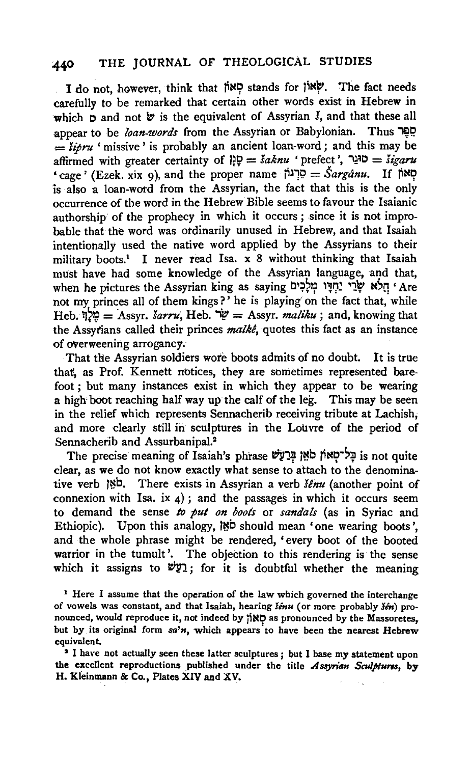I do not, however, think that סְאוֹן stands for שְׁאוֹן. The fact needs carefully to be remarked that certain other words exist in Hebrew in which ס and not שׁ is the equivalent of Assyrian *š*, and that these all appear to be *loan-words* from the Assyrian or Babylonian. Thus סֵפֶר = *šipru* 'missive' is probably an ancient loan-word; and this may be affirmed with greater certainty of סָגָן = *šaknu* 'prefect', סוּגַר = *šigaru* 'cage' (Ezek. xix 9), and the proper name סַרְגוֹן = *Šargânu*. If סְאוֹן is also a loan-word from the Assyrian, the fact that this is the only occurrence of the word in the Hebrew Bible seems to favour the Isaianic authorship of the prophecy in which it occurs; since it is not improbable that the word was ordinarily unused in Hebrew, and that Isaiah intentionally used the native word applied by the Assyrians to their military boots.[1] I never read Isa. x 8 without thinking that Isaiah must have had some knowledge of the Assyrian language, and that, when he pictures the Assyrian king as saying הֲלֹא שָׂרַי יַחְדָּו מְלָכִים 'Are not my princes all of them kings?' he is playing on the fact that, while Heb. מֶלֶךְ = Assyr. *šarru*, Heb. שַׂר = Assyr. *maliku*; and, knowing that the Assyrians called their princes *malkê*, quotes this fact as an instance of overweening arrogancy.

That the Assyrian soldiers wore boots admits of no doubt. It is true that, as Prof. Kennett notices, they are sometimes represented barefoot; but many instances exist in which they appear to be wearing a high boot reaching half way up the calf of the leg. This may be seen in the relief which represents Sennacherib receiving tribute at Lachish, and more clearly still in sculptures in the Louvre of the period of Sennacherib and Assurbanipal.[2]

The precise meaning of Isaiah's phrase כָּל־סְאוֹן סֹאֵן בְּרַעַשׁ is not quite clear, as we do not know exactly what sense to attach to the denominative verb סָאַן. There exists in Assyrian a verb *šênu* (another point of connexion with Isa. ix 4); and the passages in which it occurs seem to demand the sense *to put on boots* or *sandals* (as in Syriac and Ethiopic). Upon this analogy, סֹאֵן should mean 'one wearing boots', and the whole phrase might be rendered, 'every boot of the booted warrior in the tumult'. The objection to this rendering is the sense which it assigns to רַעַשׁ; for it is doubtful whether the meaning

[1] Here I assume that the operation of the law which governed the interchange of vowels was constant, and that Isaiah, hearing *šênu* (or more probably *šên*) pronounced, would reproduce it, not indeed by סְאוֹן as pronounced by the Massoretes, but by its original form *sa'n*, which appears to have been the nearest Hebrew equivalent.

[2] I have not actually seen these latter sculptures; but I base my statement upon the excellent reproductions published under the title *Assyrian Sculptures*, by H. Kleinmann & Co., Plates XIV and XV.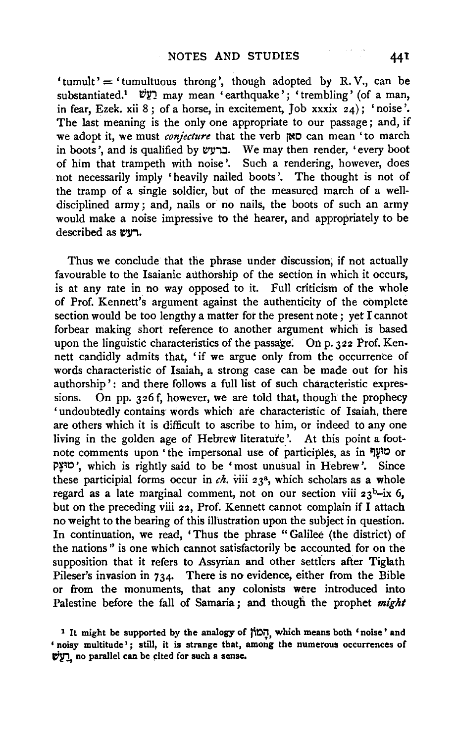'tumult' = 'tumultuous throng', though adopted by R. V., can be substantiated.[1] רַעַשׁ may mean 'earthquake'; 'trembling' (of a man, in fear, Ezek. xii 8; of a horse, in excitement, Job xxxix 24); 'noise'. The last meaning is the only one appropriate to our passage; and, if we adopt it, we must *conjecture* that the verb סאן can mean 'to march in boots', and is qualified by ברעש. We may then render, 'every boot of him that trampeth with noise'. Such a rendering, however, does not necessarily imply 'heavily nailed boots'. The thought is not of the tramp of a single soldier, but of the measured march of a well-disciplined army; and, nails or no nails, the boots of such an army would make a noise impressive to the hearer, and appropriately to be described as רעש.

Thus we conclude that the phrase under discussion, if not actually favourable to the Isaianic authorship of the section in which it occurs, is at any rate in no way opposed to it. Full criticism of the whole of Prof. Kennett's argument against the authenticity of the complete section would be too lengthy a matter for the present note; yet I cannot forbear making short reference to another argument which is based upon the linguistic characteristics of the passage. On p. 322 Prof. Kennett candidly admits that, 'if we argue only from the occurrence of words characteristic of Isaiah, a strong case can be made out for his authorship': and there follows a full list of such characteristic expressions. On pp. 326 f, however, we are told that, though the prophecy 'undoubtedly contains words which are characteristic of Isaiah, there are others which it is difficult to ascribe to him, or indeed to any one living in the golden age of Hebrew literature'. At this point a footnote comments upon 'the impersonal use of participles, as in מוּעָף or מוּצָק', which is rightly said to be 'most unusual in Hebrew'. Since these participial forms occur in *ch.* viii 23[a], which scholars as a whole regard as a late marginal comment, not on our section viii 23[b]–ix 6, but on the preceding viii 22, Prof. Kennett cannot complain if I attach no weight to the bearing of this illustration upon the subject in question. In continuation, we read, 'Thus the phrase "Galilee (the district) of the nations" is one which cannot satisfactorily be accounted for on the supposition that it refers to Assyrian and other settlers after Tiglath Pileser's invasion in 734. There is no evidence, either from the Bible or from the monuments, that any colonists were introduced into Palestine before the fall of Samaria; and though the prophet *might*

[1] It might be supported by the analogy of הָמוֹן, which means both 'noise' and 'noisy multitude'; still, it is strange that, among the numerous occurrences of רַעַשׁ, no parallel can be cited for such a sense.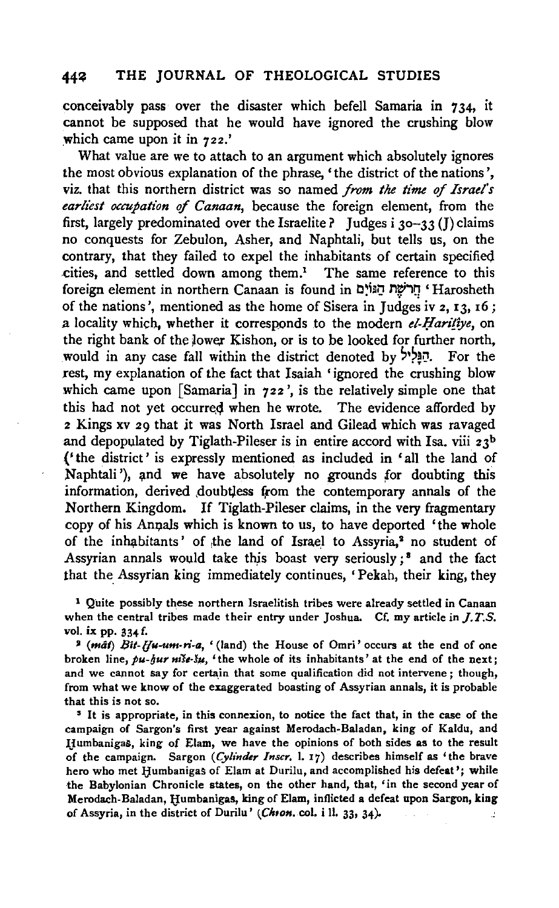conceivably pass over the disaster which befell Samaria in 734, it cannot be supposed that he would have ignored the crushing blow which came upon it in 722.'

What value are we to attach to an argument which absolutely ignores the most obvious explanation of the phrase, 'the district of the nations', viz. that this northern district was so named *from the time of Israel's earliest occupation of Canaan*, because the foreign element, from the first, largely predominated over the Israelite? Judges i 30–33 (J) claims no conquests for Zebulon, Asher, and Naphtali, but tells us, on the contrary, that they failed to expel the inhabitants of certain specified cities, and settled down among them.[1] The same reference to this foreign element in northern Canaan is found in חֲרֹשֶׁת הַגּוֹיִם 'Harosheth of the nations', mentioned as the home of Sisera in Judges iv 2, 13, 16; a locality which, whether it corresponds to the modern *el-Ḥarifiye*, on the right bank of the lower Kishon, or is to be looked for further north, would in any case fall within the district denoted by הַגָּלִיל. For the rest, my explanation of the fact that Isaiah 'ignored the crushing blow which came upon [Samaria] in 722', is the relatively simple one that this had not yet occurred when he wrote. The evidence afforded by 2 Kings xv 29 that it was North Israel and Gilead which was ravaged and depopulated by Tiglath-Pileser is in entire accord with Isa. viii 23b ('the district' is expressly mentioned as included in 'all the land of Naphtali'), and we have absolutely no grounds for doubting this information, derived doubtless from the contemporary annals of the Northern Kingdom. If Tiglath-Pileser claims, in the very fragmentary copy of his Annals which is known to us, to have deported 'the whole of the inhabitants' of the land of Israel to Assyria,[2] no student of Assyrian annals would take this boast very seriously;[3] and the fact that the Assyrian king immediately continues, 'Pekah, their king, they

[1] Quite possibly these northern Israelitish tribes were already settled in Canaan when the central tribes made their entry under Joshua. Cf. my article in *J.T.S.* vol. ix pp. 334 f.

[2] (*mât*) *Bît-Ḫu-um-ri-a*, '(land) the House of Omri' occurs at the end of one broken line, *pu-ḫur nišê-šu*, 'the whole of its inhabitants' at the end of the next; and we cannot say for certain that some qualification did not intervene; though, from what we know of the exaggerated boasting of Assyrian annals, it is probable that this is not so.

[3] It is appropriate, in this connexion, to notice the fact that, in the case of the campaign of Sargon's first year against Merodach-Baladan, king of Kaldu, and Ḫumbanigaš, king of Elam, we have the opinions of both sides as to the result of the campaign. Sargon (*Cylinder Inscr.* l. 17) describes himself as 'the brave hero who met Ḫumbanigaš of Elam at Durilu, and accomplished his defeat'; while the Babylonian Chronicle states, on the other hand, that, 'in the second year of Merodach-Baladan, Ḫumbanigas, king of Elam, inflicted a defeat upon Sargon, king of Assyria, in the district of Durilu' (*Chron.* col. i ll. 33, 34).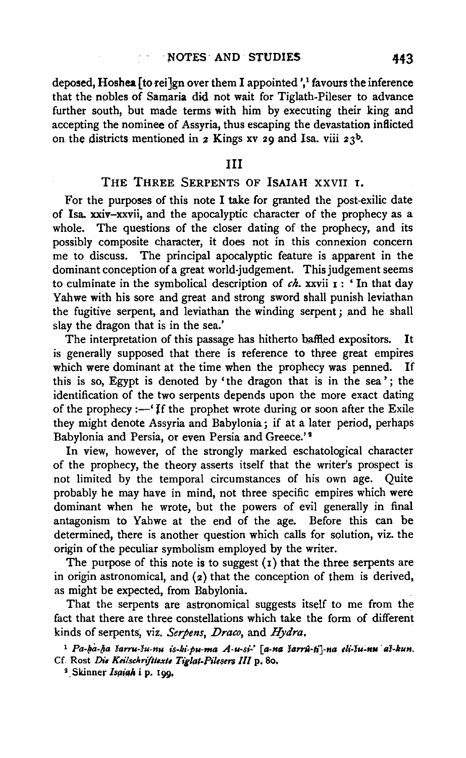deposed, Hoshea [to rei]gn over them I appointed ',[1] favours the inference that the nobles of Samaria did not wait for Tiglath-Pileser to advance further south, but made terms with him by executing their king and accepting the nominee of Assyria, thus escaping the devastation inflicted on the districts mentioned in 2 Kings xv 29 and Isa. viii 23b.

## III

### THE THREE SERPENTS OF ISAIAH XXVII 1.

For the purposes of this note I take for granted the post-exilic date of Isa. xxiv–xxvii, and the apocalyptic character of the prophecy as a whole. The questions of the closer dating of the prophecy, and its possibly composite character, it does not in this connexion concern me to discuss. The principal apocalyptic feature is apparent in the dominant conception of a great world-judgement. This judgement seems to culminate in the symbolical description of *ch.* xxvii 1: 'In that day Yahwe with his sore and great and strong sword shall punish leviathan the fugitive serpent, and leviathan the winding serpent; and he shall slay the dragon that is in the sea.'

The interpretation of this passage has hitherto baffled expositors. It is generally supposed that there is reference to three great empires which were dominant at the time when the prophecy was penned. If this is so, Egypt is denoted by 'the dragon that is in the sea'; the identification of the two serpents depends upon the more exact dating of the prophecy:—'If the prophet wrote during or soon after the Exile they might denote Assyria and Babylonia; if at a later period, perhaps Babylonia and Persia, or even Persia and Greece.'[2]

In view, however, of the strongly marked eschatological character of the prophecy, the theory asserts itself that the writer's prospect is not limited by the temporal circumstances of his own age. Quite probably he may have in mind, not three specific empires which were dominant when he wrote, but the powers of evil generally in final antagonism to Yahwe at the end of the age. Before this can be determined, there is another question which calls for solution, viz. the origin of the peculiar symbolism employed by the writer.

The purpose of this note is to suggest (1) that the three serpents are in origin astronomical, and (2) that the conception of them is derived, as might be expected, from Babylonia.

That the serpents are astronomical suggests itself to me from the fact that there are three constellations which take the form of different kinds of serpents, viz. *Serpens*, *Draco*, and *Hydra*.

[1] *Pa-ḳa-ḫa šarru-šu-nu is-ki-pu-ma A-u-si-' [a-na šarrû-ti]-na eli-šu-nu aš-kun.* Cf. Rost *Die Keilschrifttexte Tiglat-Pilesers III* p. 80.

[2] Skinner *Isaiah* i p. 199.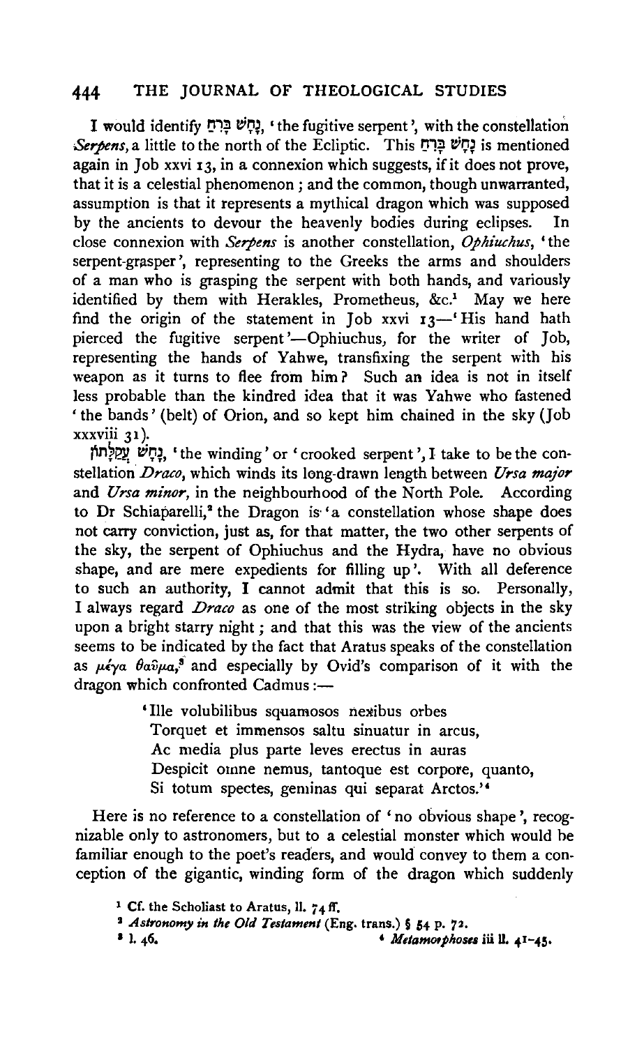I would identify נָחָשׁ בָּרִחַ, 'the fugitive serpent', with the constellation *Serpens*, a little to the north of the Ecliptic. This נָחָשׁ בָּרִחַ is mentioned again in Job xxvi 13, in a connexion which suggests, if it does not prove, that it is a celestial phenomenon; and the common, though unwarranted, assumption is that it represents a mythical dragon which was supposed by the ancients to devour the heavenly bodies during eclipses. In close connexion with *Serpens* is another constellation, *Ophiuchus*, 'the serpent-grasper', representing to the Greeks the arms and shoulders of a man who is grasping the serpent with both hands, and variously identified by them with Herakles, Prometheus, &c.[1] May we here find the origin of the statement in Job xxvi 13—'His hand hath pierced the fugitive serpent'—Ophiuchus, for the writer of Job, representing the hands of Yahwe, transfixing the serpent with his weapon as it turns to flee from him? Such an idea is not in itself less probable than the kindred idea that it was Yahwe who fastened 'the bands' (belt) of Orion, and so kept him chained in the sky (Job xxxviii 31).

נָחָשׁ עֲקַלָּתוֹן, 'the winding' or 'crooked serpent', I take to be the constellation *Draco*, which winds its long-drawn length between *Ursa major* and *Ursa minor*, in the neighbourhood of the North Pole. According to Dr Schiaparelli,[2] the Dragon is 'a constellation whose shape does not carry conviction, just as, for that matter, the two other serpents of the sky, the serpent of Ophiuchus and the Hydra, have no obvious shape, and are mere expedients for filling up'. With all deference to such an authority, I cannot admit that this is so. Personally, I always regard *Draco* as one of the most striking objects in the sky upon a bright starry night; and that this was the view of the ancients seems to be indicated by the fact that Aratus speaks of the constellation as μέγα θαῦμα,[3] and especially by Ovid's comparison of it with the dragon which confronted Cadmus:—

> 'Ille volubilibus squamosos nexibus orbes
> Torquet et immensos saltu sinuatur in arcus,
> Ac media plus parte leves erectus in auras
> Despicit omne nemus, tantoque est corpore, quanto,
> Si totum spectes, geminas qui separat Arctos.'[4]

Here is no reference to a constellation of 'no obvious shape', recognizable only to astronomers, but to a celestial monster which would be familiar enough to the poet's readers, and would convey to them a conception of the gigantic, winding form of the dragon which suddenly

---

[1] Cf. the Scholiast to Aratus, ll. 74 ff.

[2] *Astronomy in the Old Testament* (Eng. trans.) § 54 p. 72.

[3] l. 46.

[4] *Metamorphoses* iii ll. 41–45.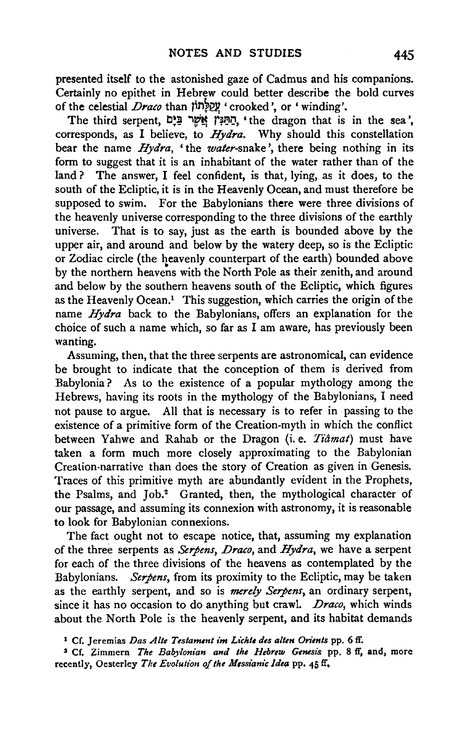presented itself to the astonished gaze of Cadmus and his companions. Certainly no epithet in Hebrew could better describe the bold curves of the celestial *Draco* than עֲקַלָּתוֹן 'crooked', or 'winding'.

The third serpent, הַתַּנִּין אֲשֶׁר בַּיָּם, 'the dragon that is in the sea', corresponds, as I believe, to *Hydra*. Why should this constellation bear the name *Hydra*, 'the *water*-snake', there being nothing in its form to suggest that it is an inhabitant of the water rather than of the land? The answer, I feel confident, is that, lying, as it does, to the south of the Ecliptic, it is in the Heavenly Ocean, and must therefore be supposed to swim. For the Babylonians there were three divisions of the heavenly universe corresponding to the three divisions of the earthly universe. That is to say, just as the earth is bounded above by the upper air, and around and below by the watery deep, so is the Ecliptic or Zodiac circle (the heavenly counterpart of the earth) bounded above by the northern heavens with the North Pole as their zenith, and around and below by the southern heavens south of the Ecliptic, which figures as the Heavenly Ocean.[1] This suggestion, which carries the origin of the name *Hydra* back to the Babylonians, offers an explanation for the choice of such a name which, so far as I am aware, has previously been wanting.

Assuming, then, that the three serpents are astronomical, can evidence be brought to indicate that the conception of them is derived from Babylonia? As to the existence of a popular mythology among the Hebrews, having its roots in the mythology of the Babylonians, I need not pause to argue. All that is necessary is to refer in passing to the existence of a primitive form of the Creation-myth in which the conflict between Yahwe and Rahab or the Dragon (i.e. *Tiâmat*) must have taken a form much more closely approximating to the Babylonian Creation-narrative than does the story of Creation as given in Genesis. Traces of this primitive myth are abundantly evident in the Prophets, the Psalms, and Job.[2] Granted, then, the mythological character of our passage, and assuming its connexion with astronomy, it is reasonable to look for Babylonian connexions.

The fact ought not to escape notice, that, assuming my explanation of the three serpents as *Serpens*, *Draco*, and *Hydra*, we have a serpent for each of the three divisions of the heavens as contemplated by the Babylonians. *Serpens*, from its proximity to the Ecliptic, may be taken as the earthly serpent, and so is *merely Serpens*, an ordinary serpent, since it has no occasion to do anything but crawl. *Draco*, which winds about the North Pole is the heavenly serpent, and its habitat demands

[1] Cf. Jeremias *Das Alte Testament im Lichte des alten Orients* pp. 6 ff.

[2] Cf. Zimmern *The Babylonian and the Hebrew Genesis* pp. 8 ff, and, more recently, Oesterley *The Evolution of the Messianic Idea* pp. 45 ff.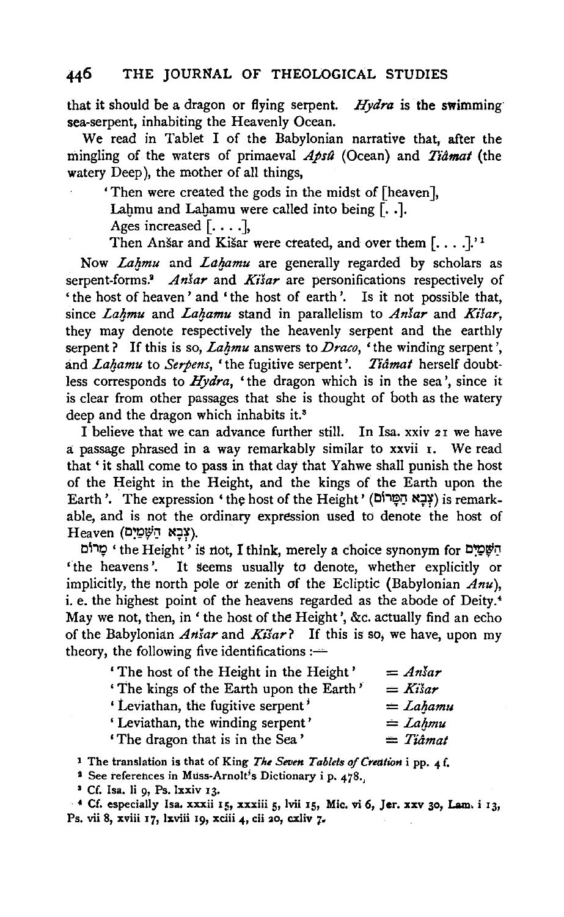that it should be a dragon or flying serpent. *Hydra* is the swimming sea-serpent, inhabiting the Heavenly Ocean.

We read in Tablet I of the Babylonian narrative that, after the mingling of the waters of primaeval *Apsû* (Ocean) and *Tiâmat* (the watery Deep), the mother of all things,

> 'Then were created the gods in the midst of [heaven],
> Laḫmu and Laḫamu were called into being [. .].
> Ages increased [. . . .],
> Then Anšar and Kišar were created, and over them [. . . .].'[1]

Now *Laḫmu* and *Laḫamu* are generally regarded by scholars as serpent-forms.[2] *Anšar* and *Kišar* are personifications respectively of 'the host of heaven' and 'the host of earth'. Is it not possible that, since *Laḫmu* and *Laḫamu* stand in parallelism to *Anšar* and *Kišar*, they may denote respectively the heavenly serpent and the earthly serpent? If this is so, *Laḫmu* answers to *Draco*, 'the winding serpent', and *Laḫamu* to *Serpens*, 'the fugitive serpent'. *Tiâmat* herself doubtless corresponds to *Hydra*, 'the dragon which is in the sea', since it is clear from other passages that she is thought of both as the watery deep and the dragon which inhabits it.[3]

I believe that we can advance further still. In Isa. xxiv 21 we have a passage phrased in a way remarkably similar to xxvii 1. We read that 'it shall come to pass in that day that Yahwe shall punish the host of the Height in the Height, and the kings of the Earth upon the Earth'. The expression 'the host of the Height' (צְבָא הַמָּרוֹם) is remarkable, and is not the ordinary expression used to denote the host of Heaven (צְבָא הַשָּׁמַיִם).

מָרוֹם 'the Height' is not, I think, merely a choice synonym for הַשָּׁמַיִם 'the heavens'. It seems usually to denote, whether explicitly or implicitly, the north pole or zenith of the Ecliptic (Babylonian *Anu*), i. e. the highest point of the heavens regarded as the abode of Deity.[4] May we not, then, in 'the host of the Height', &c. actually find an echo of the Babylonian *Anšar* and *Kišar*? If this is so, we have, upon my theory, the following five identifications :—

| | |
|---|---|
| 'The host of the Height in the Height' | = *Anšar* |
| 'The kings of the Earth upon the Earth' | = *Kišar* |
| 'Leviathan, the fugitive serpent' | = *Laḫamu* |
| 'Leviathan, the winding serpent' | = *Laḫmu* |
| 'The dragon that is in the Sea' | = *Tiâmat* |

[1] The translation is that of King *The Seven Tablets of Creation* i pp. 4 f.

[2] See references in Muss-Arnolt's Dictionary i p. 478.

[3] Cf. Isa. li 9, Ps. lxxiv 13.

[4] Cf. especially Isa. xxxii 15, xxxiii 5, lvii 15, Mic. vi 6, Jer. xxv 30, Lam. i 13, Ps. vii 8, xviii 17, lxviii 19, xciii 4, cii 20, cxliv 7.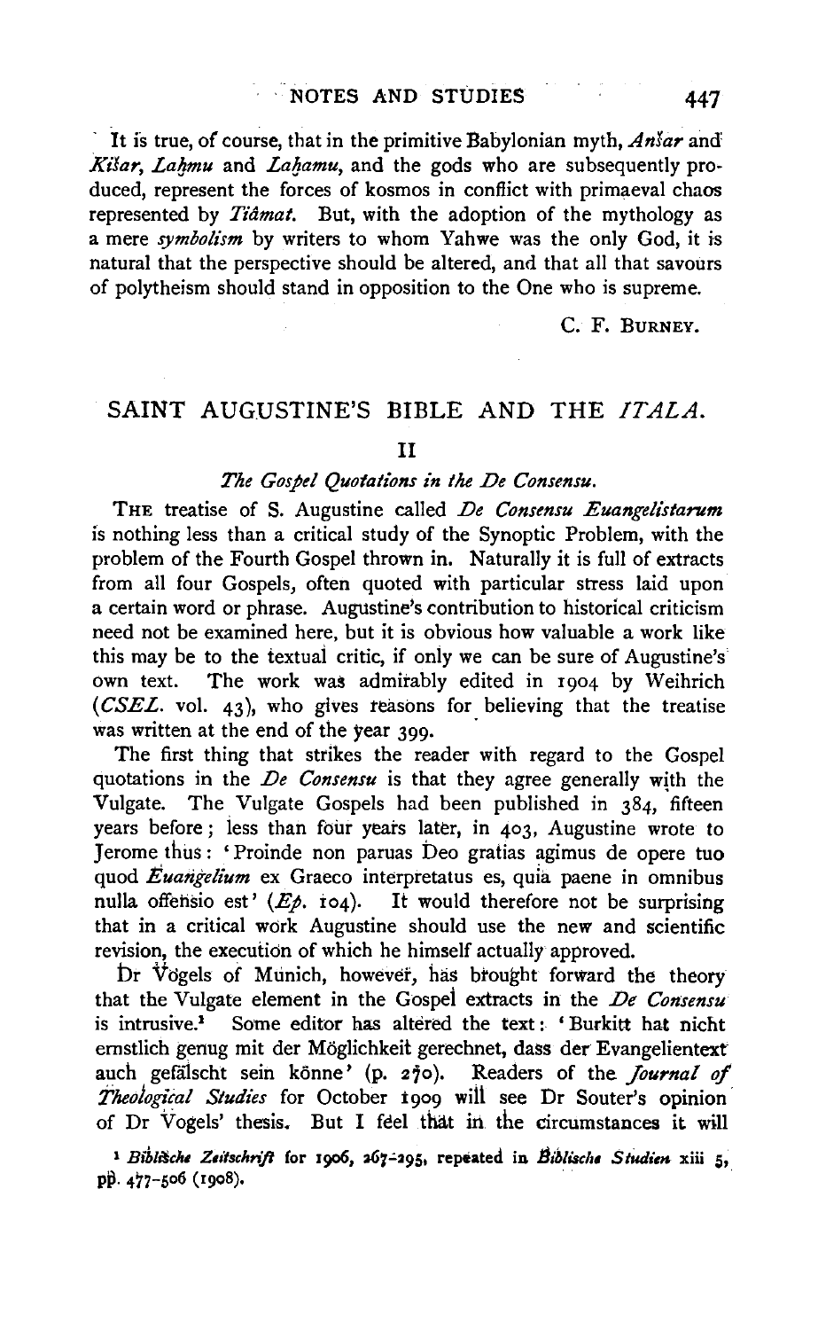It is true, of course, that in the primitive Babylonian myth, *Anšar* and *Kišar*, *Laḫmu* and *Laḫamu*, and the gods who are subsequently produced, represent the forces of kosmos in conflict with primaeval chaos represented by *Tiâmat*. But, with the adoption of the mythology as a mere *symbolism* by writers to whom Yahwe was the only God, it is natural that the perspective should be altered, and that all that savours of polytheism should stand in opposition to the One who is supreme.

C. F. BURNEY.

## SAINT AUGUSTINE'S BIBLE AND THE *ITALA*.

### II

#### *The Gospel Quotations in the De Consensu.*

THE treatise of S. Augustine called *De Consensu Euangelistarum* is nothing less than a critical study of the Synoptic Problem, with the problem of the Fourth Gospel thrown in. Naturally it is full of extracts from all four Gospels, often quoted with particular stress laid upon a certain word or phrase. Augustine's contribution to historical criticism need not be examined here, but it is obvious how valuable a work like this may be to the textual critic, if only we can be sure of Augustine's own text. The work was admirably edited in 1904 by Weihrich (*CSEL.* vol. 43), who gives reasons for believing that the treatise was written at the end of the year 399.

The first thing that strikes the reader with regard to the Gospel quotations in the *De Consensu* is that they agree generally with the Vulgate. The Vulgate Gospels had been published in 384, fifteen years before; less than four years later, in 403, Augustine wrote to Jerome thus: 'Proinde non paruas Deo gratias agimus de opere tuo quod *Euangelium* ex Graeco interpretatus es, quia paene in omnibus nulla offensio est' (*Ep.* 104). It would therefore not be surprising that in a critical work Augustine should use the new and scientific revision, the execution of which he himself actually approved.

Dr Vogels of Munich, however, has brought forward the theory that the Vulgate element in the Gospel extracts in the *De Consensu* is intrusive.[1] Some editor has altered the text: 'Burkitt hat nicht ernstlich genug mit der Möglichkeit gerechnet, dass der Evangelientext auch gefälscht sein könne' (p. 270). Readers of the *Journal of Theological Studies* for October 1909 will see Dr Souter's opinion of Dr Vogels' thesis. But I feel that in the circumstances it will

[1] *Biblische Zeitschrift* for 1906, 267–295, repeated in *Biblische Studien* xiii 5, pp. 477–506 (1908).